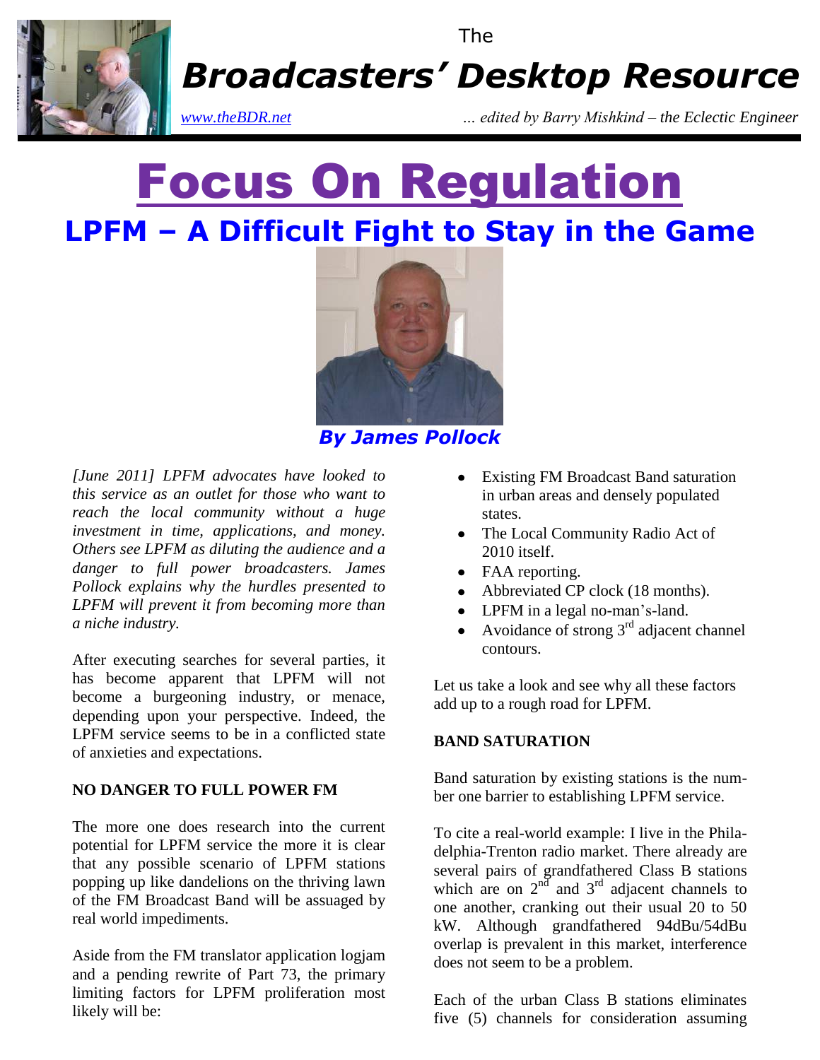The

# Broadcasters' Desktop Resource

*www.theBDR.net* *... edited by Barry Mishkind – the Eclectic Engineer*

# Focus On Regulation

## LPFM – A Difficult Fight to Stay in the Game

***By James Pollock***

*[June 2011] LPFM advocates have looked to this service as an outlet for those who want to reach the local community without a huge investment in time, applications, and money. Others see LPFM as diluting the audience and a danger to full power broadcasters. James Pollock explains why the hurdles presented to LPFM will prevent it from becoming more than a niche industry.*

After executing searches for several parties, it has become apparent that LPFM will not become a burgeoning industry, or menace, depending upon your perspective. Indeed, the LPFM service seems to be in a conflicted state of anxieties and expectations.

**NO DANGER TO FULL POWER FM**

The more one does research into the current potential for LPFM service the more it is clear that any possible scenario of LPFM stations popping up like dandelions on the thriving lawn of the FM Broadcast Band will be assuaged by real world impediments.

Aside from the FM translator application logjam and a pending rewrite of Part 73, the primary limiting factors for LPFM proliferation most likely will be:

- Existing FM Broadcast Band saturation in urban areas and densely populated states.
- The Local Community Radio Act of 2010 itself.
- FAA reporting.
- Abbreviated CP clock (18 months).
- LPFM in a legal no-man's-land.
- Avoidance of strong 3rd adjacent channel contours.

Let us take a look and see why all these factors add up to a rough road for LPFM.

**BAND SATURATION**

Band saturation by existing stations is the number one barrier to establishing LPFM service.

To cite a real-world example: I live in the Philadelphia-Trenton radio market. There already are several pairs of grandfathered Class B stations which are on 2nd and 3rd adjacent channels to one another, cranking out their usual 20 to 50 kW. Although grandfathered 94dBu/54dBu overlap is prevalent in this market, interference does not seem to be a problem.

Each of the urban Class B stations eliminates five (5) channels for consideration assuming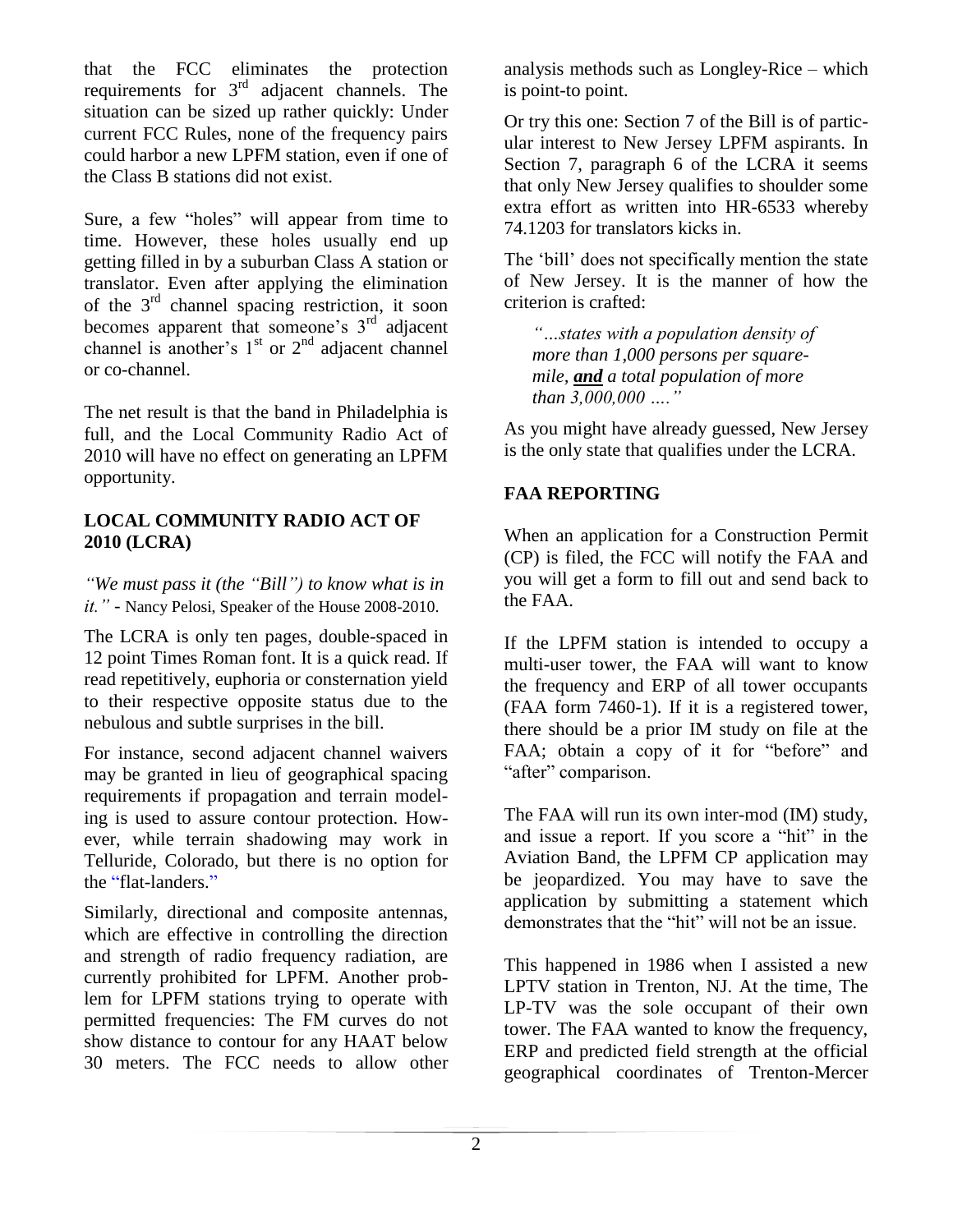that the FCC eliminates the protection requirements for 3rd adjacent channels. The situation can be sized up rather quickly: Under current FCC Rules, none of the frequency pairs could harbor a new LPFM station, even if one of the Class B stations did not exist.

Sure, a few "holes" will appear from time to time. However, these holes usually end up getting filled in by a suburban Class A station or translator. Even after applying the elimination of the 3rd channel spacing restriction, it soon becomes apparent that someone's 3rd adjacent channel is another's 1st or 2nd adjacent channel or co-channel.

The net result is that the band in Philadelphia is full, and the Local Community Radio Act of 2010 will have no effect on generating an LPFM opportunity.

## LOCAL COMMUNITY RADIO ACT OF 2010 (LCRA)

*"We must pass it (the "Bill") to know what is in it."* - Nancy Pelosi, Speaker of the House 2008-2010.

The LCRA is only ten pages, double-spaced in 12 point Times Roman font. It is a quick read. If read repetitively, euphoria or consternation yield to their respective opposite status due to the nebulous and subtle surprises in the bill.

For instance, second adjacent channel waivers may be granted in lieu of geographical spacing requirements if propagation and terrain modeling is used to assure contour protection. However, while terrain shadowing may work in Telluride, Colorado, but there is no option for the "flat-landers."

Similarly, directional and composite antennas, which are effective in controlling the direction and strength of radio frequency radiation, are currently prohibited for LPFM. Another problem for LPFM stations trying to operate with permitted frequencies: The FM curves do not show distance to contour for any HAAT below 30 meters. The FCC needs to allow other analysis methods such as Longley-Rice – which is point-to point.

Or try this one: Section 7 of the Bill is of particular interest to New Jersey LPFM aspirants. In Section 7, paragraph 6 of the LCRA it seems that only New Jersey qualifies to shoulder some extra effort as written into HR-6533 whereby 74.1203 for translators kicks in.

The 'bill' does not specifically mention the state of New Jersey. It is the manner of how the criterion is crafted:

> *"…states with a population density of more than 1,000 persons per square-mile, **and** a total population of more than 3,000,000 …."*

As you might have already guessed, New Jersey is the only state that qualifies under the LCRA.

## FAA REPORTING

When an application for a Construction Permit (CP) is filed, the FCC will notify the FAA and you will get a form to fill out and send back to the FAA.

If the LPFM station is intended to occupy a multi-user tower, the FAA will want to know the frequency and ERP of all tower occupants (FAA form 7460-1). If it is a registered tower, there should be a prior IM study on file at the FAA; obtain a copy of it for "before" and "after" comparison.

The FAA will run its own inter-mod (IM) study, and issue a report. If you score a "hit" in the Aviation Band, the LPFM CP application may be jeopardized. You may have to save the application by submitting a statement which demonstrates that the "hit" will not be an issue.

This happened in 1986 when I assisted a new LPTV station in Trenton, NJ. At the time, The LP-TV was the sole occupant of their own tower. The FAA wanted to know the frequency, ERP and predicted field strength at the official geographical coordinates of Trenton-Mercer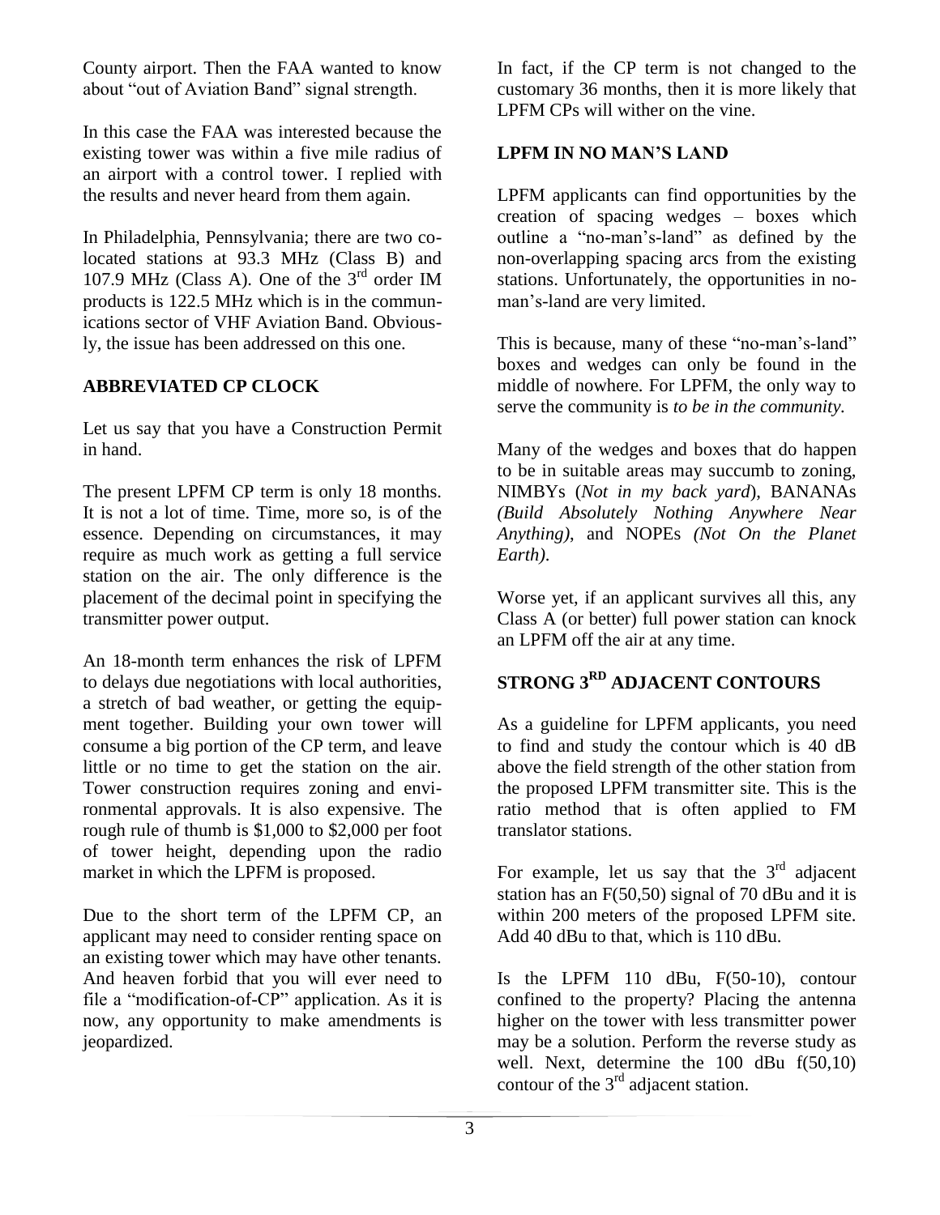County airport. Then the FAA wanted to know about "out of Aviation Band" signal strength.

In this case the FAA was interested because the existing tower was within a five mile radius of an airport with a control tower. I replied with the results and never heard from them again.

In Philadelphia, Pennsylvania; there are two co-located stations at 93.3 MHz (Class B) and 107.9 MHz (Class A). One of the 3rd order IM products is 122.5 MHz which is in the communications sector of VHF Aviation Band. Obviously, the issue has been addressed on this one.

## ABBREVIATED CP CLOCK

Let us say that you have a Construction Permit in hand.

The present LPFM CP term is only 18 months. It is not a lot of time. Time, more so, is of the essence. Depending on circumstances, it may require as much work as getting a full service station on the air. The only difference is the placement of the decimal point in specifying the transmitter power output.

An 18-month term enhances the risk of LPFM to delays due negotiations with local authorities, a stretch of bad weather, or getting the equipment together. Building your own tower will consume a big portion of the CP term, and leave little or no time to get the station on the air. Tower construction requires zoning and environmental approvals. It is also expensive. The rough rule of thumb is $1,000 to $2,000 per foot of tower height, depending upon the radio market in which the LPFM is proposed.

Due to the short term of the LPFM CP, an applicant may need to consider renting space on an existing tower which may have other tenants. And heaven forbid that you will ever need to file a "modification-of-CP" application. As it is now, any opportunity to make amendments is jeopardized.

In fact, if the CP term is not changed to the customary 36 months, then it is more likely that LPFM CPs will wither on the vine.

## LPFM IN NO MAN'S LAND

LPFM applicants can find opportunities by the creation of spacing wedges – boxes which outline a "no-man's-land" as defined by the non-overlapping spacing arcs from the existing stations. Unfortunately, the opportunities in no-man's-land are very limited.

This is because, many of these "no-man's-land" boxes and wedges can only be found in the middle of nowhere. For LPFM, the only way to serve the community is *to be in the community.*

Many of the wedges and boxes that do happen to be in suitable areas may succumb to zoning, NIMBYs (*Not in my back yard*), BANANAs *(Build Absolutely Nothing Anywhere Near Anything)*, and NOPEs *(Not On the Planet Earth)*.

Worse yet, if an applicant survives all this, any Class A (or better) full power station can knock an LPFM off the air at any time.

## STRONG 3RD ADJACENT CONTOURS

As a guideline for LPFM applicants, you need to find and study the contour which is 40 dB above the field strength of the other station from the proposed LPFM transmitter site. This is the ratio method that is often applied to FM translator stations.

For example, let us say that the 3rd adjacent station has an F(50,50) signal of 70 dBu and it is within 200 meters of the proposed LPFM site. Add 40 dBu to that, which is 110 dBu.

Is the LPFM 110 dBu, F(50-10), contour confined to the property? Placing the antenna higher on the tower with less transmitter power may be a solution. Perform the reverse study as well. Next, determine the 100 dBu f(50,10) contour of the 3rd adjacent station.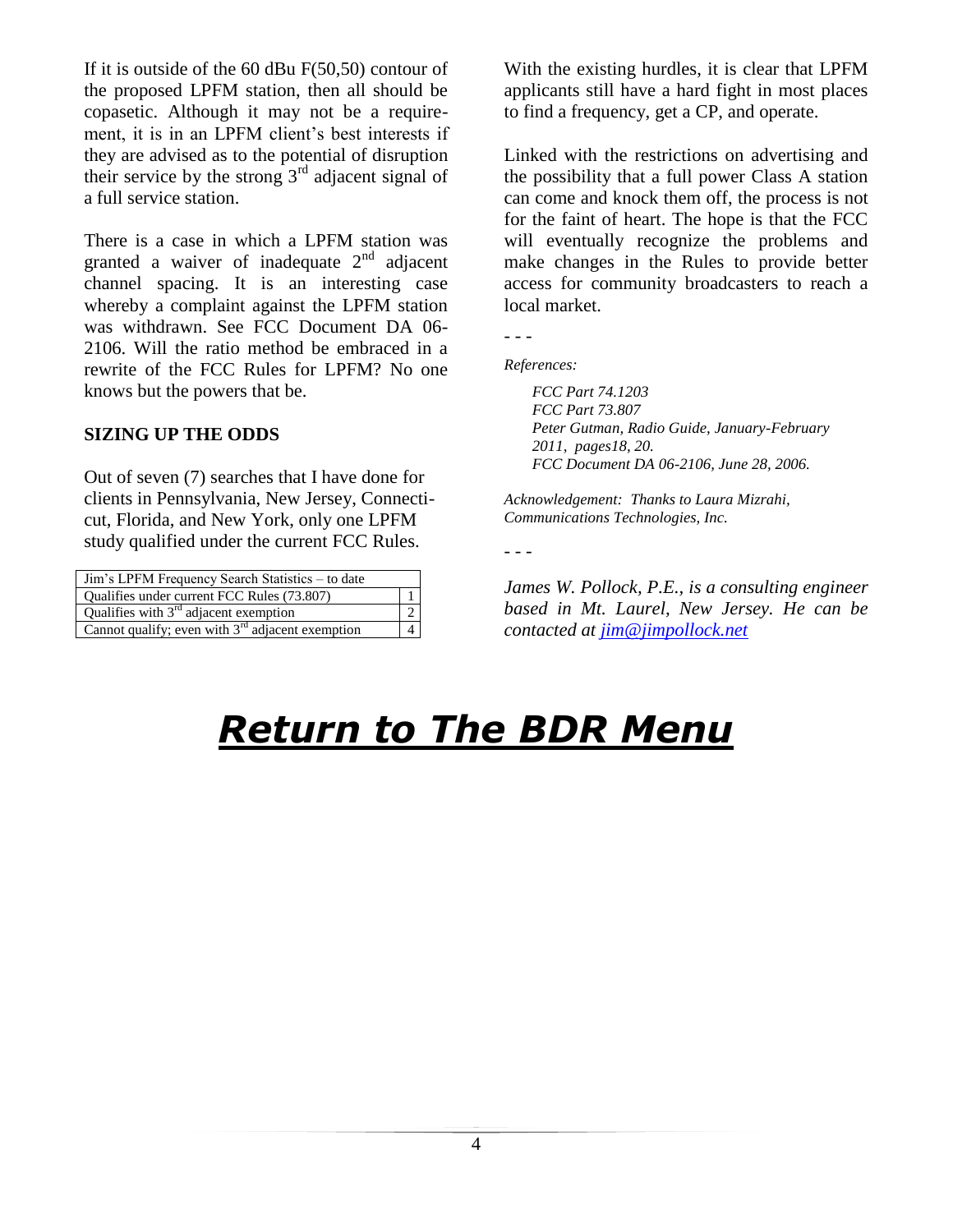If it is outside of the 60 dBu F(50,50) contour of the proposed LPFM station, then all should be copasetic. Although it may not be a requirement, it is in an LPFM client's best interests if they are advised as to the potential of disruption their service by the strong 3rd adjacent signal of a full service station.

There is a case in which a LPFM station was granted a waiver of inadequate 2nd adjacent channel spacing. It is an interesting case whereby a complaint against the LPFM station was withdrawn. See FCC Document DA 06-2106. Will the ratio method be embraced in a rewrite of the FCC Rules for LPFM? No one knows but the powers that be.

**SIZING UP THE ODDS**

Out of seven (7) searches that I have done for clients in Pennsylvania, New Jersey, Connecticut, Florida, and New York, only one LPFM study qualified under the current FCC Rules.

| Jim's LPFM Frequency Search Statistics – to date | |
|---|---|
| Qualifies under current FCC Rules (73.807) | 1 |
| Qualifies with 3rd adjacent exemption | 2 |
| Cannot qualify; even with 3rd adjacent exemption | 4 |

With the existing hurdles, it is clear that LPFM applicants still have a hard fight in most places to find a frequency, get a CP, and operate.

Linked with the restrictions on advertising and the possibility that a full power Class A station can come and knock them off, the process is not for the faint of heart. The hope is that the FCC will eventually recognize the problems and make changes in the Rules to provide better access for community broadcasters to reach a local market.

- - -

*References:*

*FCC Part 74.1203*
*FCC Part 73.807*
*Peter Gutman, Radio Guide, January-February 2011, pages18, 20.*
*FCC Document DA 06-2106, June 28, 2006.*

*Acknowledgement: Thanks to Laura Mizrahi, Communications Technologies, Inc.*

- - -

*James W. Pollock, P.E., is a consulting engineer based in Mt. Laurel, New Jersey. He can be contacted at jim@jimpollock.net*

# ***Return to The BDR Menu***